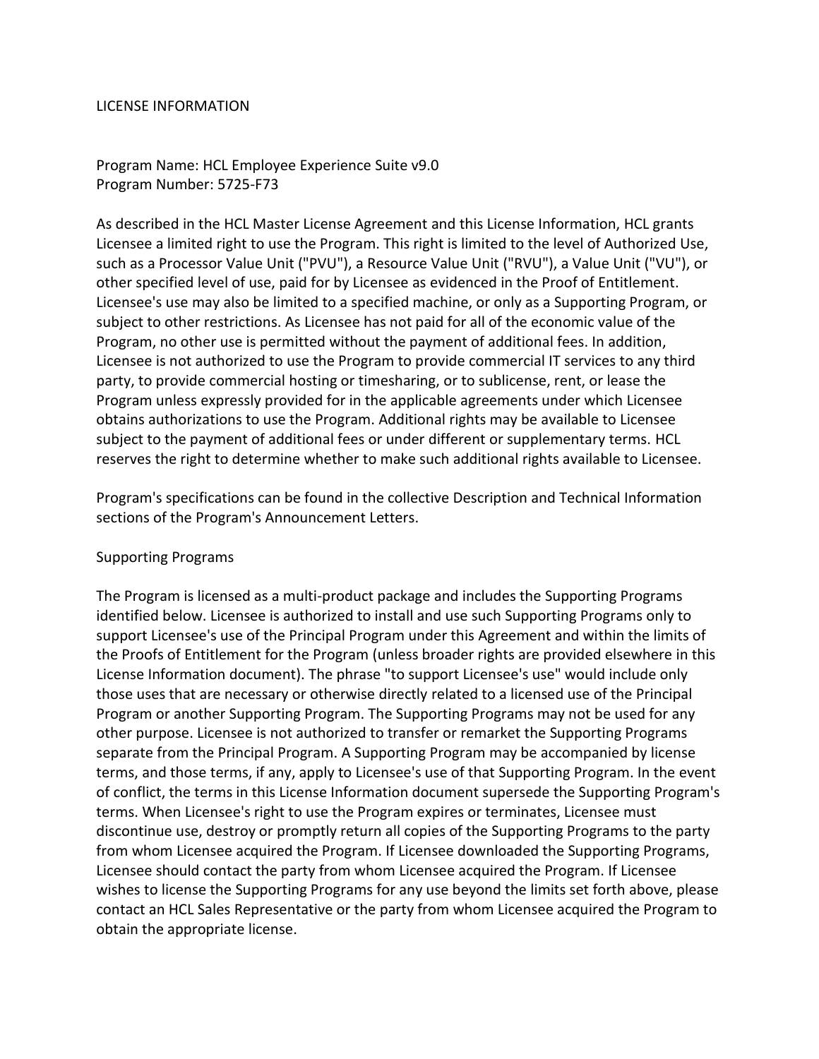# LICENSE INFORMATION

Program Name: HCL Employee Experience Suite v9.0
Program Number: 5725-F73

As described in the HCL Master License Agreement and this License Information, HCL grants Licensee a limited right to use the Program. This right is limited to the level of Authorized Use, such as a Processor Value Unit ("PVU"), a Resource Value Unit ("RVU"), a Value Unit ("VU"), or other specified level of use, paid for by Licensee as evidenced in the Proof of Entitlement. Licensee's use may also be limited to a specified machine, or only as a Supporting Program, or subject to other restrictions. As Licensee has not paid for all of the economic value of the Program, no other use is permitted without the payment of additional fees. In addition, Licensee is not authorized to use the Program to provide commercial IT services to any third party, to provide commercial hosting or timesharing, or to sublicense, rent, or lease the Program unless expressly provided for in the applicable agreements under which Licensee obtains authorizations to use the Program. Additional rights may be available to Licensee subject to the payment of additional fees or under different or supplementary terms. HCL reserves the right to determine whether to make such additional rights available to Licensee.

Program's specifications can be found in the collective Description and Technical Information sections of the Program's Announcement Letters.

## Supporting Programs

The Program is licensed as a multi-product package and includes the Supporting Programs identified below. Licensee is authorized to install and use such Supporting Programs only to support Licensee's use of the Principal Program under this Agreement and within the limits of the Proofs of Entitlement for the Program (unless broader rights are provided elsewhere in this License Information document). The phrase "to support Licensee's use" would include only those uses that are necessary or otherwise directly related to a licensed use of the Principal Program or another Supporting Program. The Supporting Programs may not be used for any other purpose. Licensee is not authorized to transfer or remarket the Supporting Programs separate from the Principal Program. A Supporting Program may be accompanied by license terms, and those terms, if any, apply to Licensee's use of that Supporting Program. In the event of conflict, the terms in this License Information document supersede the Supporting Program's terms. When Licensee's right to use the Program expires or terminates, Licensee must discontinue use, destroy or promptly return all copies of the Supporting Programs to the party from whom Licensee acquired the Program. If Licensee downloaded the Supporting Programs, Licensee should contact the party from whom Licensee acquired the Program. If Licensee wishes to license the Supporting Programs for any use beyond the limits set forth above, please contact an HCL Sales Representative or the party from whom Licensee acquired the Program to obtain the appropriate license.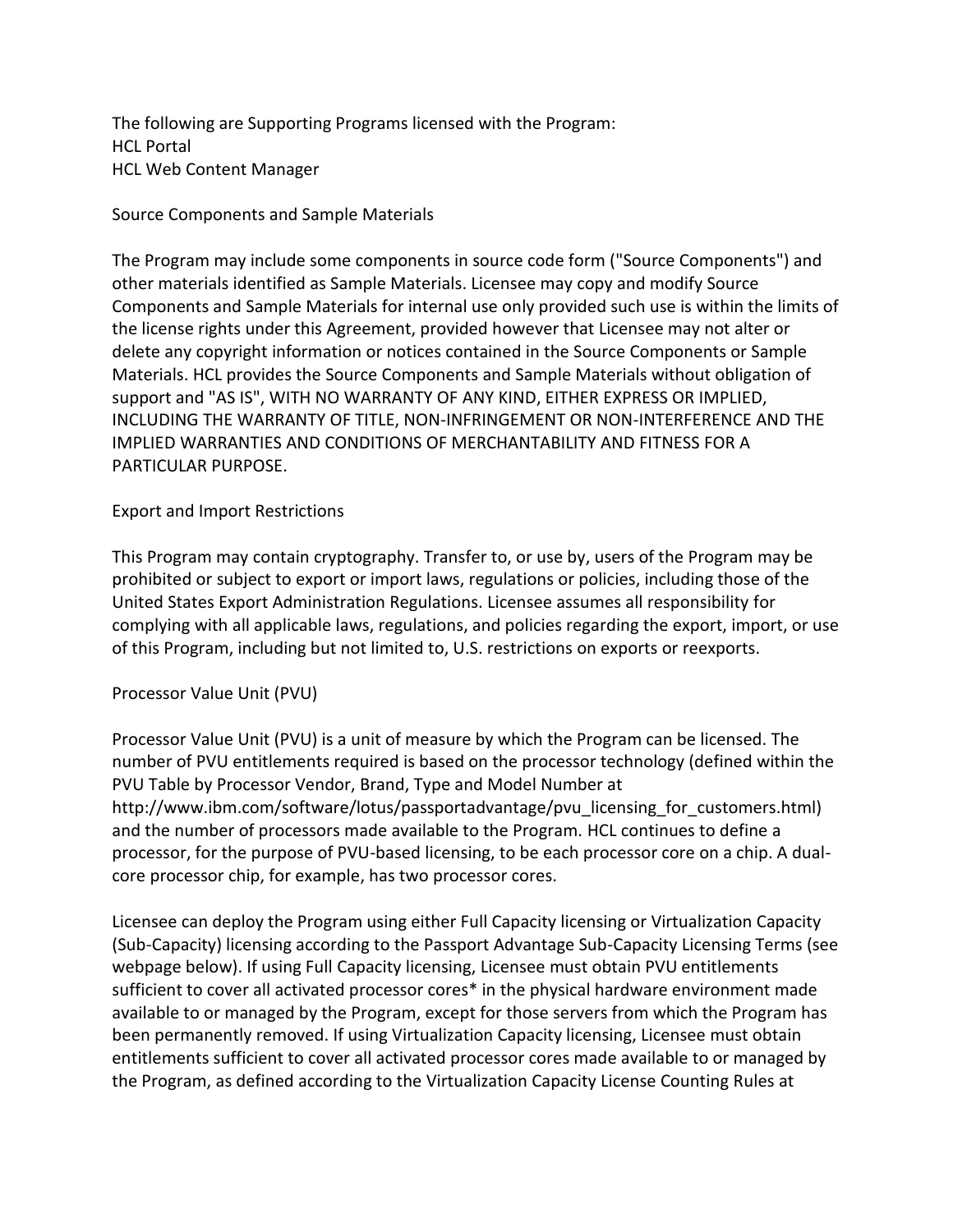The following are Supporting Programs licensed with the Program:
HCL Portal
HCL Web Content Manager

## Source Components and Sample Materials

The Program may include some components in source code form ("Source Components") and other materials identified as Sample Materials. Licensee may copy and modify Source Components and Sample Materials for internal use only provided such use is within the limits of the license rights under this Agreement, provided however that Licensee may not alter or delete any copyright information or notices contained in the Source Components or Sample Materials. HCL provides the Source Components and Sample Materials without obligation of support and "AS IS", WITH NO WARRANTY OF ANY KIND, EITHER EXPRESS OR IMPLIED, INCLUDING THE WARRANTY OF TITLE, NON-INFRINGEMENT OR NON-INTERFERENCE AND THE IMPLIED WARRANTIES AND CONDITIONS OF MERCHANTABILITY AND FITNESS FOR A PARTICULAR PURPOSE.

## Export and Import Restrictions

This Program may contain cryptography. Transfer to, or use by, users of the Program may be prohibited or subject to export or import laws, regulations or policies, including those of the United States Export Administration Regulations. Licensee assumes all responsibility for complying with all applicable laws, regulations, and policies regarding the export, import, or use of this Program, including but not limited to, U.S. restrictions on exports or reexports.

## Processor Value Unit (PVU)

Processor Value Unit (PVU) is a unit of measure by which the Program can be licensed. The number of PVU entitlements required is based on the processor technology (defined within the PVU Table by Processor Vendor, Brand, Type and Model Number at http://www.ibm.com/software/lotus/passportadvantage/pvu_licensing_for_customers.html) and the number of processors made available to the Program. HCL continues to define a processor, for the purpose of PVU-based licensing, to be each processor core on a chip. A dual-core processor chip, for example, has two processor cores.

Licensee can deploy the Program using either Full Capacity licensing or Virtualization Capacity (Sub-Capacity) licensing according to the Passport Advantage Sub-Capacity Licensing Terms (see webpage below). If using Full Capacity licensing, Licensee must obtain PVU entitlements sufficient to cover all activated processor cores* in the physical hardware environment made available to or managed by the Program, except for those servers from which the Program has been permanently removed. If using Virtualization Capacity licensing, Licensee must obtain entitlements sufficient to cover all activated processor cores made available to or managed by the Program, as defined according to the Virtualization Capacity License Counting Rules at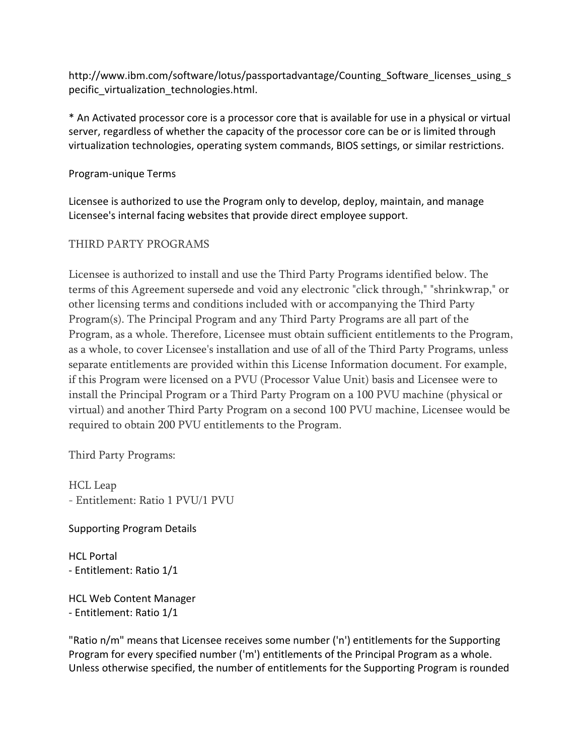http://www.ibm.com/software/lotus/passportadvantage/Counting_Software_licenses_using_specific_virtualization_technologies.html.

* An Activated processor core is a processor core that is available for use in a physical or virtual server, regardless of whether the capacity of the processor core can be or is limited through virtualization technologies, operating system commands, BIOS settings, or similar restrictions.

Program-unique Terms

Licensee is authorized to use the Program only to develop, deploy, maintain, and manage Licensee's internal facing websites that provide direct employee support.

## THIRD PARTY PROGRAMS

Licensee is authorized to install and use the Third Party Programs identified below. The terms of this Agreement supersede and void any electronic "click through," "shrinkwrap," or other licensing terms and conditions included with or accompanying the Third Party Program(s). The Principal Program and any Third Party Programs are all part of the Program, as a whole. Therefore, Licensee must obtain sufficient entitlements to the Program, as a whole, to cover Licensee's installation and use of all of the Third Party Programs, unless separate entitlements are provided within this License Information document. For example, if this Program were licensed on a PVU (Processor Value Unit) basis and Licensee were to install the Principal Program or a Third Party Program on a 100 PVU machine (physical or virtual) and another Third Party Program on a second 100 PVU machine, Licensee would be required to obtain 200 PVU entitlements to the Program.

Third Party Programs:

HCL Leap
- Entitlement: Ratio 1 PVU/1 PVU

Supporting Program Details

HCL Portal
- Entitlement: Ratio 1/1

HCL Web Content Manager
- Entitlement: Ratio 1/1

"Ratio n/m" means that Licensee receives some number ('n') entitlements for the Supporting Program for every specified number ('m') entitlements of the Principal Program as a whole. Unless otherwise specified, the number of entitlements for the Supporting Program is rounded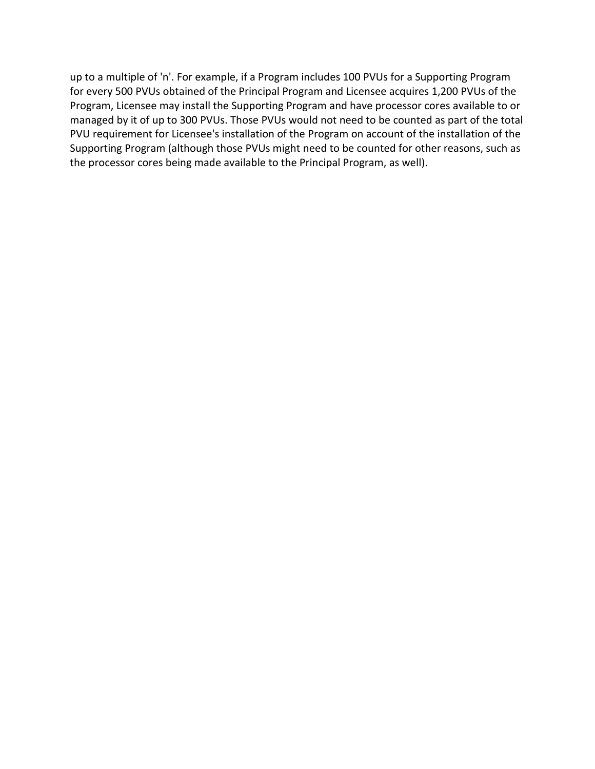up to a multiple of 'n'. For example, if a Program includes 100 PVUs for a Supporting Program for every 500 PVUs obtained of the Principal Program and Licensee acquires 1,200 PVUs of the Program, Licensee may install the Supporting Program and have processor cores available to or managed by it of up to 300 PVUs. Those PVUs would not need to be counted as part of the total PVU requirement for Licensee's installation of the Program on account of the installation of the Supporting Program (although those PVUs might need to be counted for other reasons, such as the processor cores being made available to the Principal Program, as well).